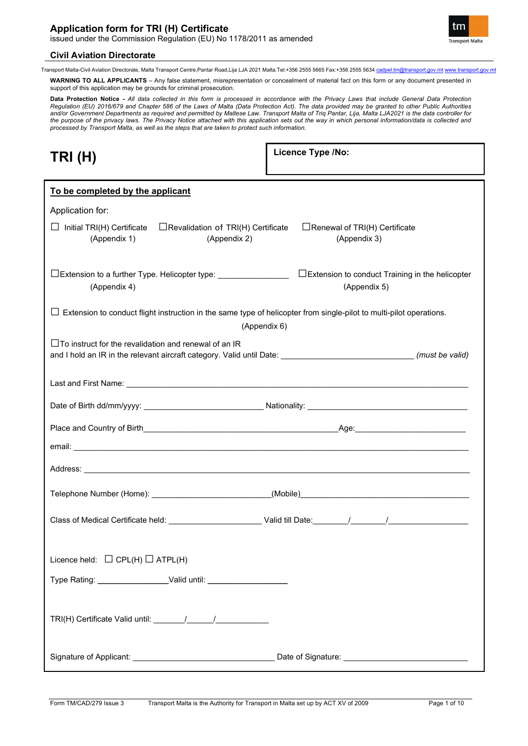# Application form for TRI (H) Certificate

issued under the Commission Regulation (EU) No 1178/2011 as amended

**Civil Aviation Directorate**

Transport Malta-Civil Aviation Directorate, Malta Transport Centre,Pantar Road,Lija LJA 2021 Malta.Tel:+356 2555 5665 Fax:+356 2555 5634 cadpel.tm@transport.gov.mt www.transport.gov.mt

**WARNING TO ALL APPLICANTS** – Any false statement, misrepresentation or concealment of material fact on this form or any document presented in support of this application may be grounds for criminal prosecution.

**Data Protection Notice -** *All data collected in this form is processed in accordance with the Privacy Laws that include General Data Protection Regulation (EU) 2016/679 and Chapter 586 of the Laws of Malta (Data Protection Act). The data provided may be granted to other Public Authorities and/or Government Departments as required and permitted by Maltese Law. Transport Malta of Triq Pantar, Lija, Malta LJA2021 is the data controller for the purpose of the privacy laws. The Privacy Notice attached with this application sets out the way in which personal information/data is collected and processed by Transport Malta, as well as the steps that are taken to protect such information.*

## TRI (H)

**Licence Type /No:**

**To be completed by the applicant**

Application for:

☐ Initial TRI(H) Certificate (Appendix 1) ☐Revalidation of TRI(H) Certificate (Appendix 2) ☐Renewal of TRI(H) Certificate (Appendix 3)

☐Extension to a further Type. Helicopter type: ________________ (Appendix 4) ☐Extension to conduct Training in the helicopter (Appendix 5)

☐ Extension to conduct flight instruction in the same type of helicopter from single-pilot to multi-pilot operations. (Appendix 6)

☐To instruct for the revalidation and renewal of an IR and I hold an IR in the relevant aircraft category. Valid until Date: ______________________________ *(must be valid)*

Last and First Name: ________________________________________________________________________________

Date of Birth dd/mm/yyyy: ___________________________ Nationality: ____________________________________

Place and Country of Birth_____________________________________________Age:__________________________

email: __________________________________________________________________________________________

Address: ________________________________________________________________________________________

Telephone Number (Home): __________________________(Mobile)_________________________________________

Class of Medical Certificate held: _____________________ Valid till Date:________/________/__________________

Licence held: ☐ CPL(H) ☐ ATPL(H)

Type Rating: ________________Valid until: __________________

TRI(H) Certificate Valid until: _______/______/____________

Signature of Applicant: ________________________________ Date of Signature: ____________________________

Form TM/CAD/279 Issue 3 Transport Malta is the Authority for Transport in Malta set up by ACT XV of 2009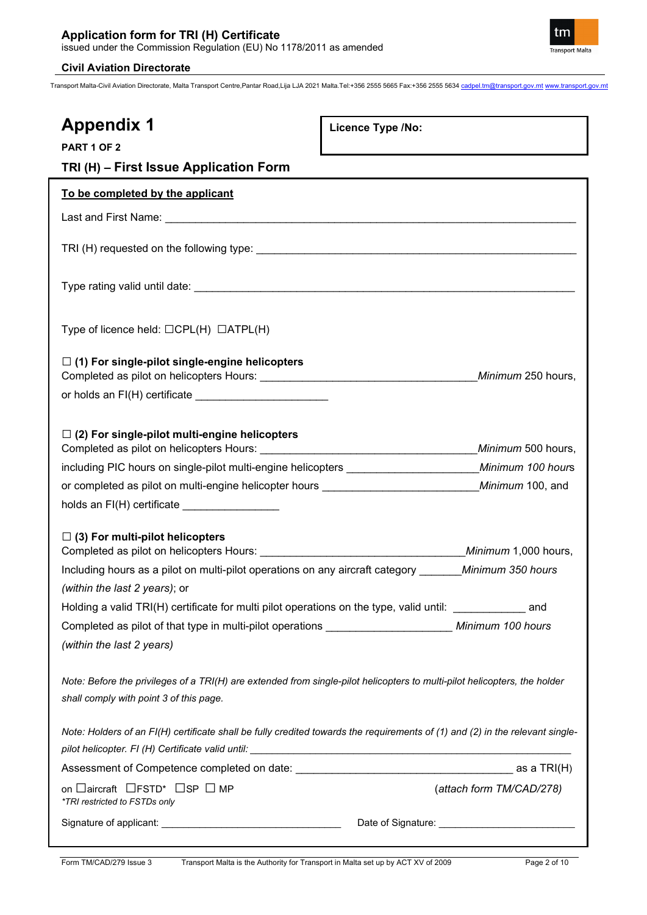# Appendix 1

**PART 1 OF 2**

**Licence Type /No:**

## TRI (H) – First Issue Application Form

**To be completed by the applicant**

Last and First Name: ______________________________________________________________________

TRI (H) requested on the following type: _______________________________________________________

Type rating valid until date: _________________________________________________________________

Type of licence held: ☐CPL(H) ☐ATPL(H)

☐ **(1) For single-pilot single-engine helicopters**
Completed as pilot on helicopters Hours: ___________________________________ *Minimum* 250 hours,
or holds an FI(H) certificate ______________________

☐ **(2) For single-pilot multi-engine helicopters**
Completed as pilot on helicopters Hours: ___________________________________ *Minimum* 500 hours,
including PIC hours on single-pilot multi-engine helicopters ______________________ *Minimum 100 hours*
or completed as pilot on multi-engine helicopter hours __________________________ *Minimum* 100, and
holds an FI(H) certificate ________________

☐ **(3) For multi-pilot helicopters**
Completed as pilot on helicopters Hours: ________________________________ *Minimum* 1,000 hours,
Including hours as a pilot on multi-pilot operations on any aircraft category _______ *Minimum 350 hours (within the last 2 years)*; or
Holding a valid TRI(H) certificate for multi pilot operations on the type, valid until: ____________ and
Completed as pilot of that type in multi-pilot operations _____________________ *Minimum 100 hours (within the last 2 years)*

*Note: Before the privileges of a TRI(H) are extended from single-pilot helicopters to multi-pilot helicopters, the holder shall comply with point 3 of this page.*

*Note: Holders of an FI(H) certificate shall be fully credited towards the requirements of (1) and (2) in the relevant single-pilot helicopter. FI (H) Certificate valid until:* ______________________________________________

Assessment of Competence completed on date: ______________________________________ as a TRI(H)
on ☐aircraft ☐FSTD* ☐SP ☐ MP (*attach form TM/CAD/278*)
*\*TRI restricted to FSTDs only*

Signature of applicant: ________________________________ Date of Signature: ________________________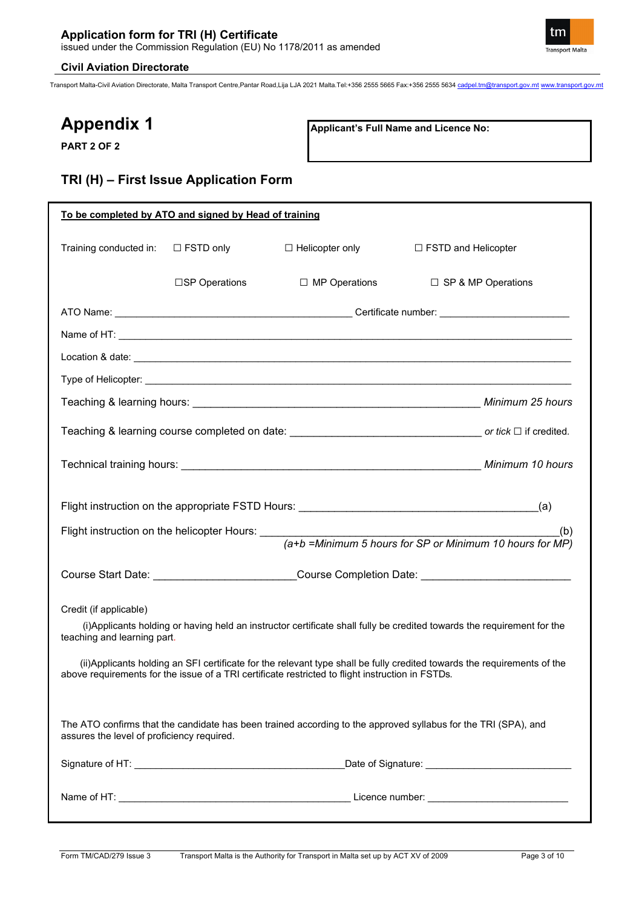# Appendix 1

**PART 2 OF 2**

| **Applicant's Full Name and Licence No:** |
| --- |
| |

## TRI (H) – First Issue Application Form

**To be completed by ATO and signed by Head of training**

Training conducted in: ☐ FSTD only ☐ Helicopter only ☐ FSTD and Helicopter

☐SP Operations ☐ MP Operations ☐ SP & MP Operations

ATO Name: ____________________________________________ Certificate number: ________________________

Name of HT: ______________________________________________________________________________________

Location & date: ___________________________________________________________________________________

Type of Helicopter: _________________________________________________________________________________

Teaching & learning hours: _____________________________________________________ *Minimum 25 hours*

Teaching & learning course completed on date: ________________________________ *or tick* ☐ if credited.

Technical training hours: _______________________________________________________ *Minimum 10 hours*

Flight instruction on the appropriate FSTD Hours: ________________________________________(a)

Flight instruction on the helicopter Hours: ______________________________________________(b)
*(a+b =Minimum 5 hours for SP or Minimum 10 hours for MP)*

Course Start Date: ________________________Course Completion Date: _________________________

Credit (if applicable)

(i)Applicants holding or having held an instructor certificate shall fully be credited towards the requirement for the teaching and learning part.

(ii)Applicants holding an SFI certificate for the relevant type shall be fully credited towards the requirements of the above requirements for the issue of a TRI certificate restricted to flight instruction in FSTDs.

The ATO confirms that the candidate has been trained according to the approved syllabus for the TRI (SPA), and assures the level of proficiency required.

Signature of HT: ______________________________________Date of Signature: __________________________

Name of HT: ___________________________________________ Licence number: __________________________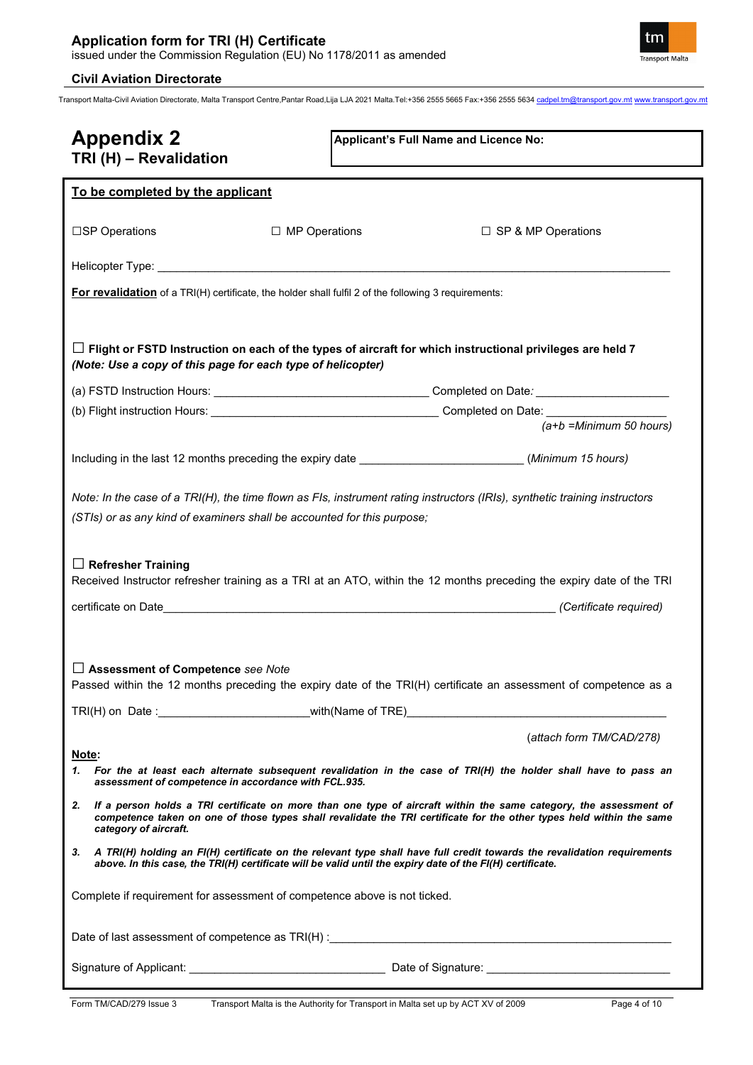# Appendix 2

## TRI (H) – Revalidation

**Applicant's Full Name and Licence No:**

**To be completed by the applicant**

☐SP Operations ☐ MP Operations ☐ SP & MP Operations

Helicopter Type: ___________________________________________________________

**For revalidation** of a TRI(H) certificate, the holder shall fulfil 2 of the following 3 requirements:

☐ **Flight or FSTD Instruction on each of the types of aircraft for which instructional privileges are held 7**
***(Note: Use a copy of this page for each type of helicopter)***

(a) FSTD Instruction Hours: ______________________ Completed on Date*:* ________________

(b) Flight instruction Hours: ______________________ Completed on Date: ________________

*(a+b =Minimum 50 hours)*

Including in the last 12 months preceding the expiry date ____________________ *(Minimum 15 hours)*

*Note: In the case of a TRI(H), the time flown as FIs, instrument rating instructors (IRIs), synthetic training instructors (STIs) or as any kind of examiners shall be accounted for this purpose;*

☐ **Refresher Training**
Received Instructor refresher training as a TRI at an ATO, within the 12 months preceding the expiry date of the TRI certificate on Date______________________________________________ *(Certificate required)*

☐ **Assessment of Competence** *see Note*
Passed within the 12 months preceding the expiry date of the TRI(H) certificate an assessment of competence as a TRI(H) on Date :____________________with(Name of TRE)________________________________

*(attach form TM/CAD/278)*

**Note:**

1. ***For the at least each alternate subsequent revalidation in the case of TRI(H) the holder shall have to pass an assessment of competence in accordance with FCL.935.***
2. ***If a person holds a TRI certificate on more than one type of aircraft within the same category, the assessment of competence taken on one of those types shall revalidate the TRI certificate for the other types held within the same category of aircraft.***
3. ***A TRI(H) holding an FI(H) certificate on the relevant type shall have full credit towards the revalidation requirements above. In this case, the TRI(H) certificate will be valid until the expiry date of the FI(H) certificate.***

Complete if requirement for assessment of competence above is not ticked.

Date of last assessment of competence as TRI(H) :_____________________________________________

Signature of Applicant: ___________________________ Date of Signature: ___________________________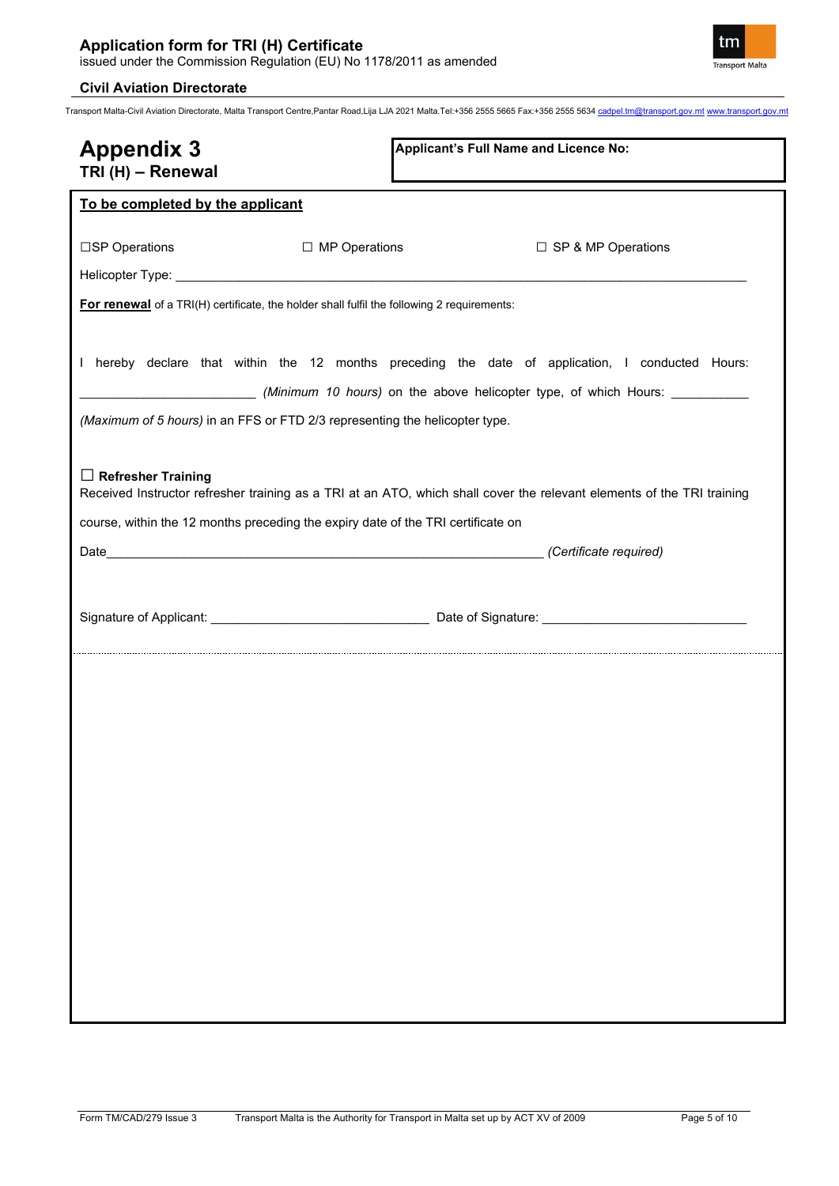# Appendix 3

## TRI (H) – Renewal

**Applicant's Full Name and Licence No:**

**To be completed by the applicant**

☐SP Operations ☐ MP Operations ☐ SP & MP Operations

Helicopter Type: ____________________________________________________________________________

**For renewal** of a TRI(H) certificate, the holder shall fulfil the following 2 requirements:

I hereby declare that within the 12 months preceding the date of application, I conducted Hours: ________________________ *(Minimum 10 hours)* on the above helicopter type, of which Hours: ___________ *(Maximum of 5 hours)* in an FFS or FTD 2/3 representing the helicopter type.

☐ **Refresher Training**

Received Instructor refresher training as a TRI at an ATO, which shall cover the relevant elements of the TRI training course, within the 12 months preceding the expiry date of the TRI certificate on

Date______________________________________________________________ *(Certificate required)*

Signature of Applicant: ______________________________ Date of Signature: ____________________________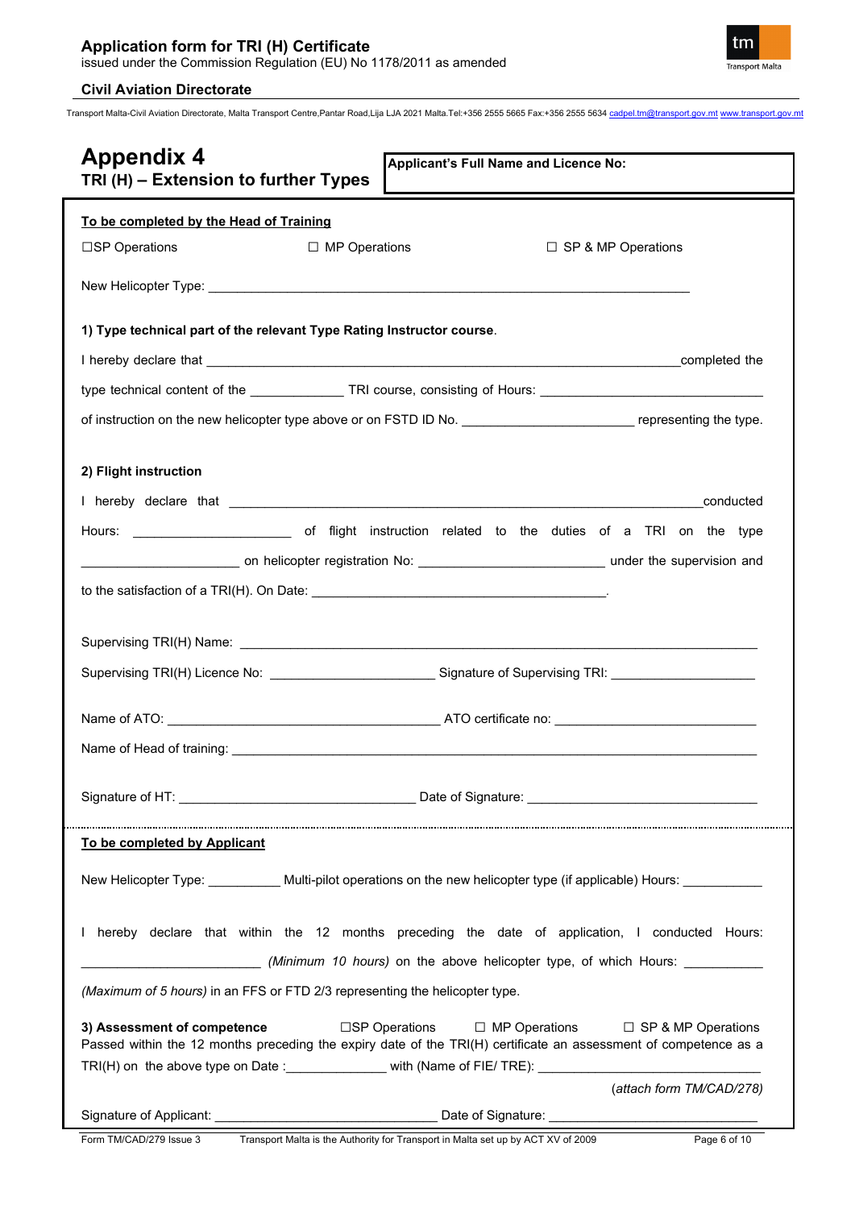## Appendix 4

### TRI (H) – Extension to further Types

**Applicant's Full Name and Licence No:**

**To be completed by the Head of Training**

☐SP Operations ☐ MP Operations ☐ SP & MP Operations

New Helicopter Type: ___________________________________________________________________

**1) Type technical part of the relevant Type Rating Instructor course**.

I hereby declare that ___________________________________________________________________completed the type technical content of the _____________ TRI course, consisting of Hours: ______________________________ of instruction on the new helicopter type above or on FSTD ID No. _______________________ representing the type.

**2) Flight instruction**

I hereby declare that ___________________________________________________________________conducted Hours: _____________________ of flight instruction related to the duties of a TRI on the type _____________________ on helicopter registration No: _________________________ under the supervision and to the satisfaction of a TRI(H). On Date: _________________________________________.

Supervising TRI(H) Name: ___________________________________________________________________

Supervising TRI(H) Licence No: ______________________ Signature of Supervising TRI: ____________________

Name of ATO: ______________________________________ ATO certificate no: ___________________________

Name of Head of training: ___________________________________________________________________

Signature of HT: ________________________________ Date of Signature: ______________________________

**To be completed by Applicant**

New Helicopter Type: __________ Multi-pilot operations on the new helicopter type (if applicable) Hours: ___________

I hereby declare that within the 12 months preceding the date of application, I conducted Hours: ________________________ *(Minimum 10 hours)* on the above helicopter type, of which Hours: ___________ *(Maximum of 5 hours)* in an FFS or FTD 2/3 representing the helicopter type.

**3) Assessment of competence** ☐SP Operations ☐ MP Operations ☐ SP & MP Operations

Passed within the 12 months preceding the expiry date of the TRI(H) certificate an assessment of competence as a TRI(H) on the above type on Date :_____________ with (Name of FIE/ TRE): _______________________________

(*attach form TM/CAD/278)*

Signature of Applicant: ______________________________ Date of Signature: ____________________________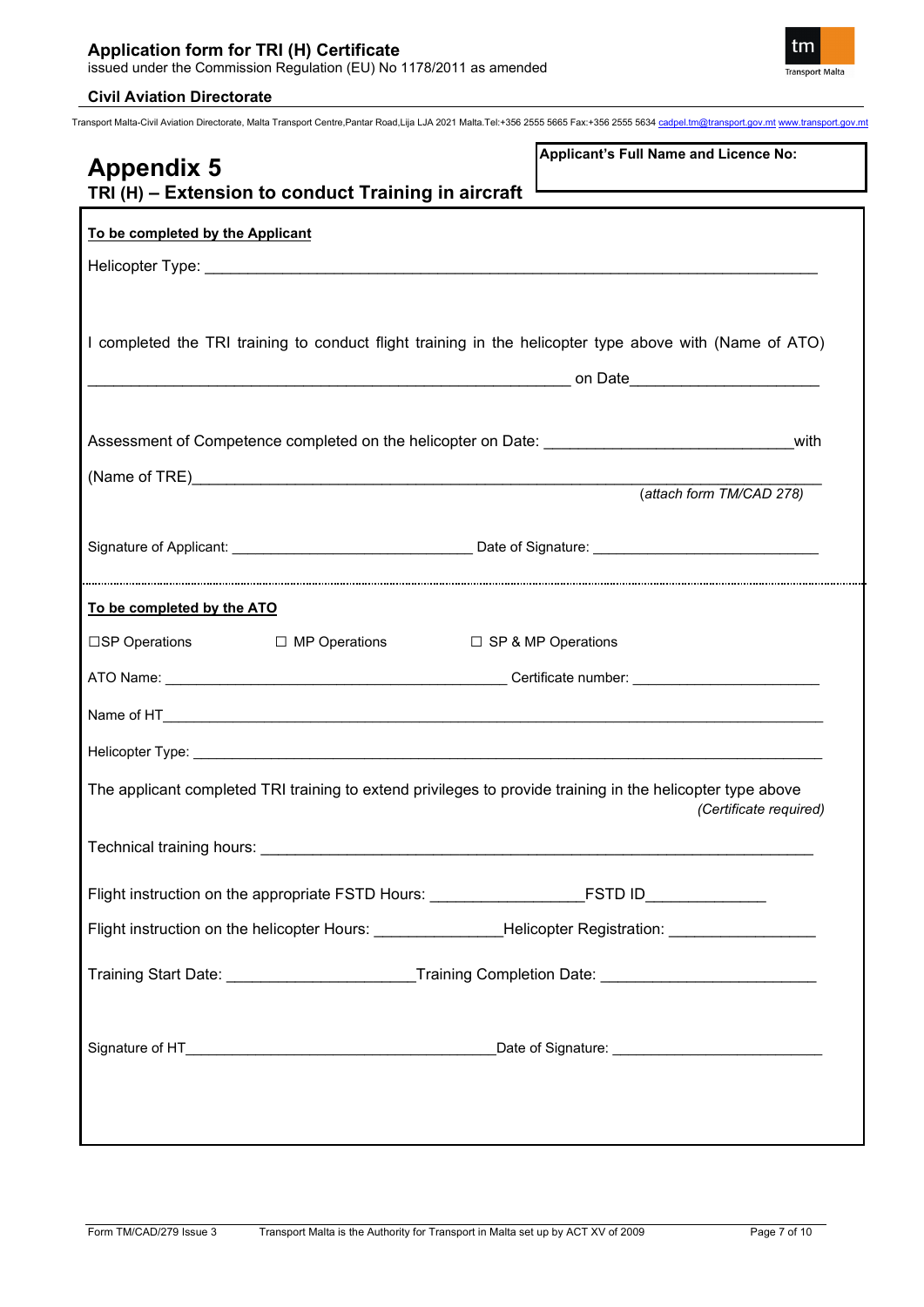# Appendix 5

## TRI (H) – Extension to conduct Training in aircraft

**Applicant's Full Name and Licence No:**

**<u>To be completed by the Applicant</u>**

Helicopter Type: ______________________________________________________________________

I completed the TRI training to conduct flight training in the helicopter type above with (Name of ATO) ________________________________________________________ on Date______________________

Assessment of Competence completed on the helicopter on Date: ____________________________with (Name of TRE)____________________________________________________________________ (*attach form TM/CAD 278)*

Signature of Applicant: _____________________________ Date of Signature: ___________________________

**<u>To be completed by the ATO</u>**

☐SP Operations ☐ MP Operations ☐ SP & MP Operations

ATO Name: ____________________________________________ Certificate number: _______________________

Name of HT______________________________________________________________________________

Helicopter Type: __________________________________________________________________________

The applicant completed TRI training to extend privileges to provide training in the helicopter type above *(Certificate required)*

Technical training hours: ___________________________________________________________________

Flight instruction on the appropriate FSTD Hours: _________________FSTD ID_____________

Flight instruction on the helicopter Hours: ______________Helicopter Registration: ________________

Training Start Date: _____________________Training Completion Date: ________________________

Signature of HT_______________________________________Date of Signature: _________________________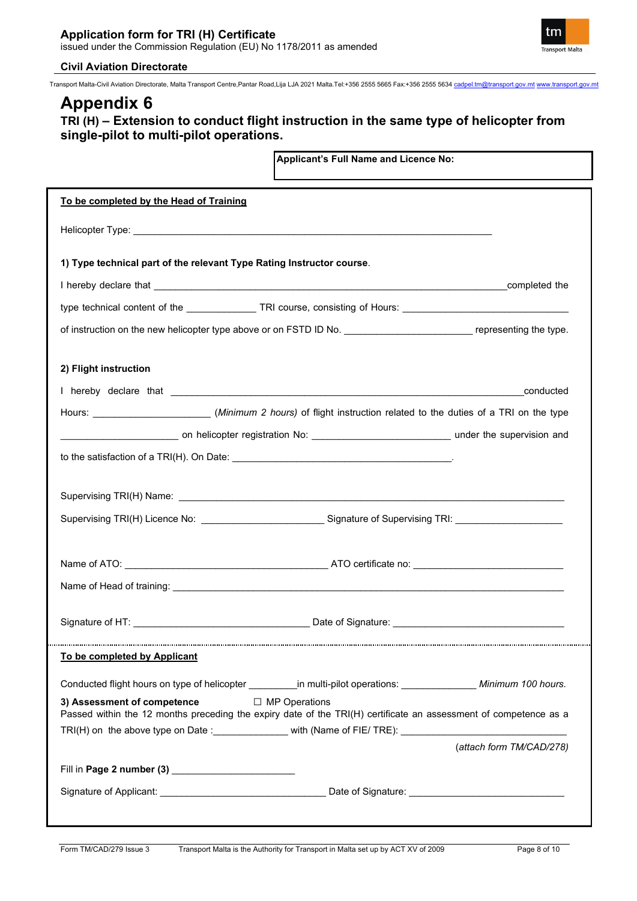# Appendix 6

## TRI (H) – Extension to conduct flight instruction in the same type of helicopter from single-pilot to multi-pilot operations.

**Applicant's Full Name and Licence No:**

**To be completed by the Head of Training**

Helicopter Type: ______________________________________________________________________

**1) Type technical part of the relevant Type Rating Instructor course.**

I hereby declare that ______________________________________________________________________completed the type technical content of the _____________ TRI course, consisting of Hours: _______________________________ of instruction on the new helicopter type above or on FSTD ID No. _______________________ representing the type.

**2) Flight instruction**

I hereby declare that ______________________________________________________________________conducted Hours: _____________________ *(Minimum 2 hours)* of flight instruction related to the duties of a TRI on the type _____________________ on helicopter registration No: _________________________ under the supervision and to the satisfaction of a TRI(H). On Date: ________________________________________.

Supervising TRI(H) Name: ______________________________________________________________________

Supervising TRI(H) Licence No: _______________________ Signature of Supervising TRI: ____________________

Name of ATO: ______________________________________ ATO certificate no: ___________________________

Name of Head of training: ______________________________________________________________________

Signature of HT: ________________________________ Date of Signature: ______________________________

**To be completed by Applicant**

Conducted flight hours on type of helicopter _________in multi-pilot operations: ______________ *Minimum 100 hours.*

**3) Assessment of competence** ☐ MP Operations

Passed within the 12 months preceding the expiry date of the TRI(H) certificate an assessment of competence as a TRI(H) on the above type on Date :_____________ with (Name of FIE/ TRE): ______________________________

(*attach form TM/CAD/278)*

Fill in **Page 2 number (3)** ______________________

Signature of Applicant: ______________________________ Date of Signature: ____________________________

Form TM/CAD/279 Issue 3 Transport Malta is the Authority for Transport in Malta set up by ACT XV of 2009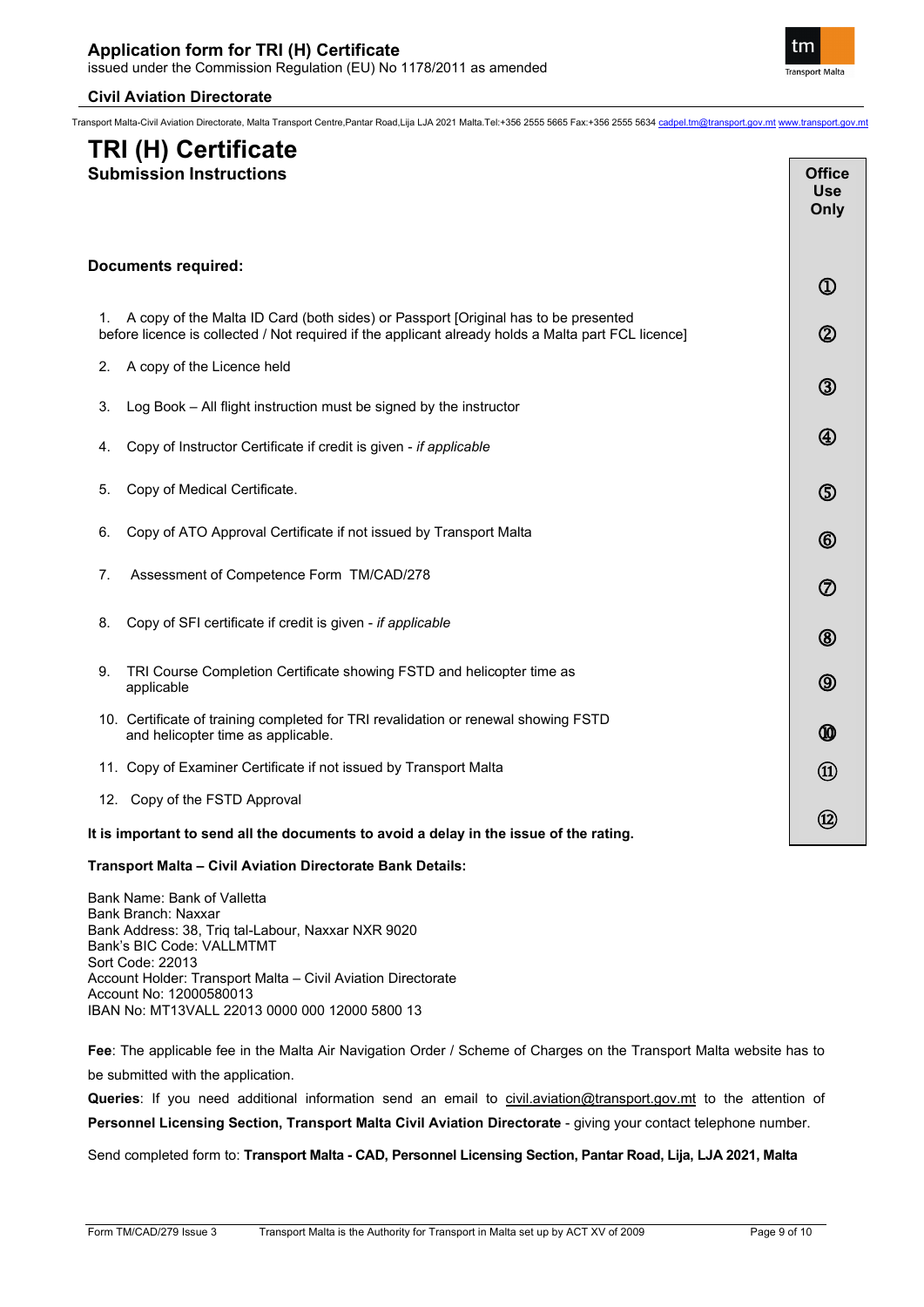# TRI (H) Certificate

## Submission Instructions

**Office Use Only**

### Documents required:

1. A copy of the Malta ID Card (both sides) or Passport [Original has to be presented before licence is collected / Not required if the applicant already holds a Malta part FCL licence] ①
2. A copy of the Licence held ②
3. Log Book – All flight instruction must be signed by the instructor ③
4. Copy of Instructor Certificate if credit is given - *if applicable* ④
5. Copy of Medical Certificate. ⑤
6. Copy of ATO Approval Certificate if not issued by Transport Malta ⑥
7. Assessment of Competence Form TM/CAD/278 ⑦
8. Copy of SFI certificate if credit is given - *if applicable* ⑧
9. TRI Course Completion Certificate showing FSTD and helicopter time as applicable ⑨
10. Certificate of training completed for TRI revalidation or renewal showing FSTD and helicopter time as applicable. ⑩
11. Copy of Examiner Certificate if not issued by Transport Malta ⑪
12. Copy of the FSTD Approval ⑫

**It is important to send all the documents to avoid a delay in the issue of the rating.**

**Transport Malta – Civil Aviation Directorate Bank Details:**

Bank Name: Bank of Valletta
Bank Branch: Naxxar
Bank Address: 38, Triq tal-Labour, Naxxar NXR 9020
Bank's BIC Code: VALLMTMT
Sort Code: 22013
Account Holder: Transport Malta – Civil Aviation Directorate
Account No: 12000580013
IBAN No: MT13VALL 22013 0000 000 12000 5800 13

**Fee**: The applicable fee in the Malta Air Navigation Order / Scheme of Charges on the Transport Malta website has to be submitted with the application.

**Queries**: If you need additional information send an email to civil.aviation@transport.gov.mt to the attention of **Personnel Licensing Section, Transport Malta Civil Aviation Directorate** - giving your contact telephone number.

Send completed form to: **Transport Malta - CAD, Personnel Licensing Section, Pantar Road, Lija, LJA 2021, Malta**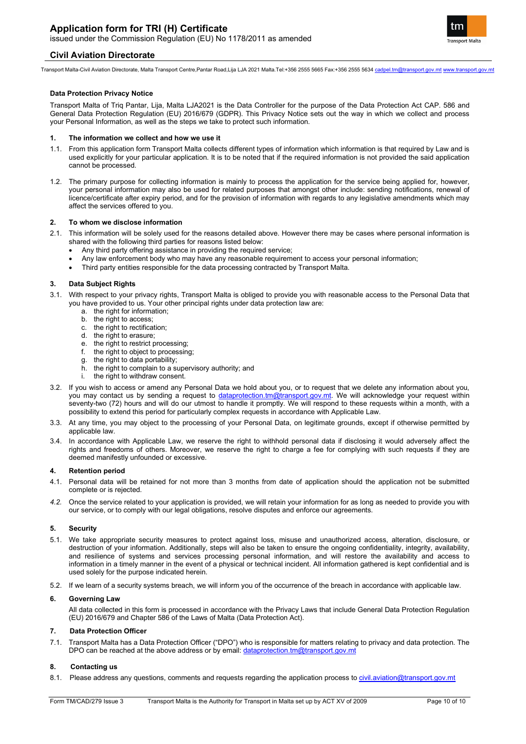# Application form for TRI (H) Certificate

issued under the Commission Regulation (EU) No 1178/2011 as amended

## Civil Aviation Directorate

Transport Malta-Civil Aviation Directorate, Malta Transport Centre,Pantar Road,Lija LJA 2021 Malta.Tel:+356 2555 5665 Fax:+356 2555 5634 cadpel.tm@transport.gov.mt www.transport.gov.mt

### Data Protection Privacy Notice

Transport Malta of Triq Pantar, Lija, Malta LJA2021 is the Data Controller for the purpose of the Data Protection Act CAP. 586 and General Data Protection Regulation (EU) 2016/679 (GDPR). This Privacy Notice sets out the way in which we collect and process your Personal Information, as well as the steps we take to protect such information.

**1. The information we collect and how we use it**

1.1. From this application form Transport Malta collects different types of information which information is that required by Law and is used explicitly for your particular application. It is to be noted that if the required information is not provided the said application cannot be processed.

1.2. The primary purpose for collecting information is mainly to process the application for the service being applied for, however, your personal information may also be used for related purposes that amongst other include: sending notifications, renewal of licence/certificate after expiry period, and for the provision of information with regards to any legislative amendments which may affect the services offered to you.

**2. To whom we disclose information**

2.1. This information will be solely used for the reasons detailed above. However there may be cases where personal information is shared with the following third parties for reasons listed below:
- Any third party offering assistance in providing the required service;
- Any law enforcement body who may have any reasonable requirement to access your personal information;
- Third party entities responsible for the data processing contracted by Transport Malta.

**3. Data Subject Rights**

3.1. With respect to your privacy rights, Transport Malta is obliged to provide you with reasonable access to the Personal Data that you have provided to us. Your other principal rights under data protection law are:
   a. the right for information;
   b. the right to access;
   c. the right to rectification;
   d. the right to erasure;
   e. the right to restrict processing;
   f. the right to object to processing;
   g. the right to data portability;
   h. the right to complain to a supervisory authority; and
   i. the right to withdraw consent.

3.2. If you wish to access or amend any Personal Data we hold about you, or to request that we delete any information about you, you may contact us by sending a request to dataprotection.tm@transport.gov.mt. We will acknowledge your request within seventy-two (72) hours and will do our utmost to handle it promptly. We will respond to these requests within a month, with a possibility to extend this period for particularly complex requests in accordance with Applicable Law.

3.3. At any time, you may object to the processing of your Personal Data, on legitimate grounds, except if otherwise permitted by applicable law.

3.4. In accordance with Applicable Law, we reserve the right to withhold personal data if disclosing it would adversely affect the rights and freedoms of others. Moreover, we reserve the right to charge a fee for complying with such requests if they are deemed manifestly unfounded or excessive.

**4. Retention period**

4.1. Personal data will be retained for not more than 3 months from date of application should the application not be submitted complete or is rejected.

*4.2.* Once the service related to your application is provided, we will retain your information for as long as needed to provide you with our service, or to comply with our legal obligations, resolve disputes and enforce our agreements.

**5. Security**

5.1. We take appropriate security measures to protect against loss, misuse and unauthorized access, alteration, disclosure, or destruction of your information. Additionally, steps will also be taken to ensure the ongoing confidentiality, integrity, availability, and resilience of systems and services processing personal information, and will restore the availability and access to information in a timely manner in the event of a physical or technical incident. All information gathered is kept confidential and is used solely for the purpose indicated herein.

5.2. If we learn of a security systems breach, we will inform you of the occurrence of the breach in accordance with applicable law.

**6. Governing Law**

All data collected in this form is processed in accordance with the Privacy Laws that include General Data Protection Regulation (EU) 2016/679 and Chapter 586 of the Laws of Malta (Data Protection Act).

**7. Data Protection Officer**

7.1. Transport Malta has a Data Protection Officer ("DPO") who is responsible for matters relating to privacy and data protection. The DPO can be reached at the above address or by email: dataprotection.tm@transport.gov.mt

**8. Contacting us**

8.1. Please address any questions, comments and requests regarding the application process to civil.aviation@transport.gov.mt

Form TM/CAD/279 Issue 3 Transport Malta is the Authority for Transport in Malta set up by ACT XV of 2009